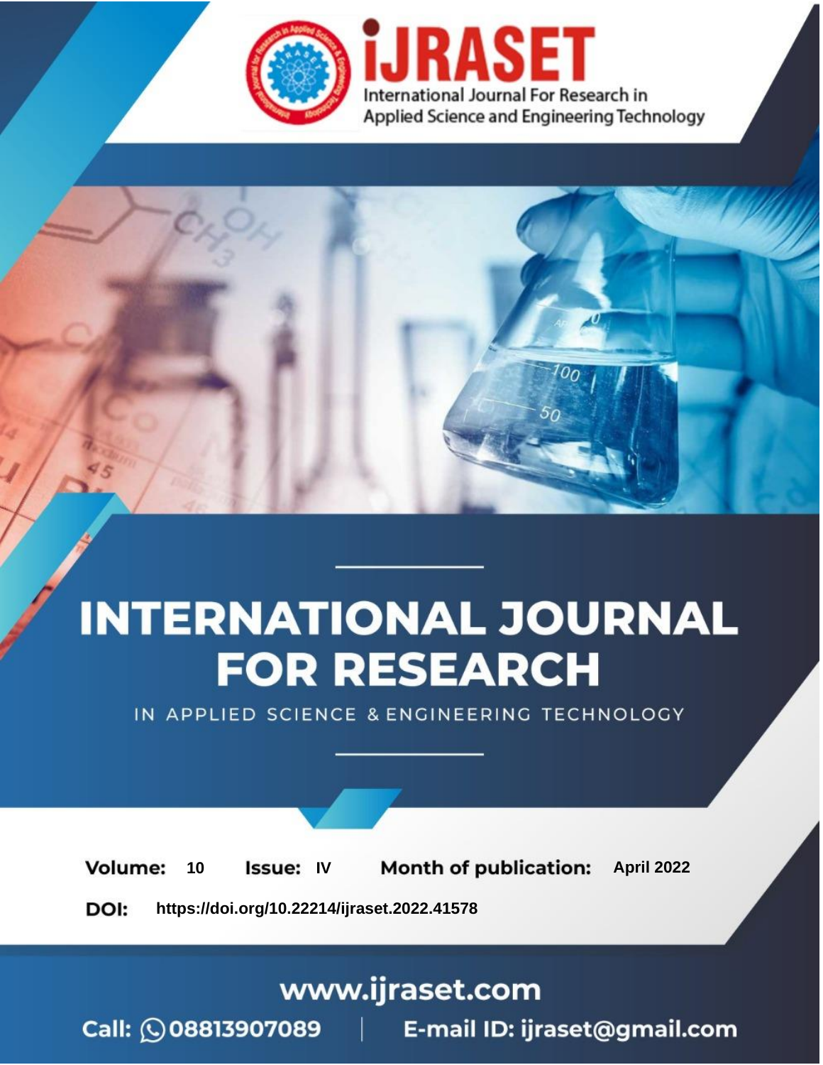iJRASET

International Journal For Research in Applied Science and Engineering Technology

# INTERNATIONAL JOURNAL FOR RESEARCH

IN APPLIED SCIENCE & ENGINEERING TECHNOLOGY

**Volume:** 10 **Issue:** IV **Month of publication:** April 2022

**DOI:** https://doi.org/10.22214/ijraset.2022.41578

www.ijraset.com

Call: 08813907089 | E-mail ID: ijraset@gmail.com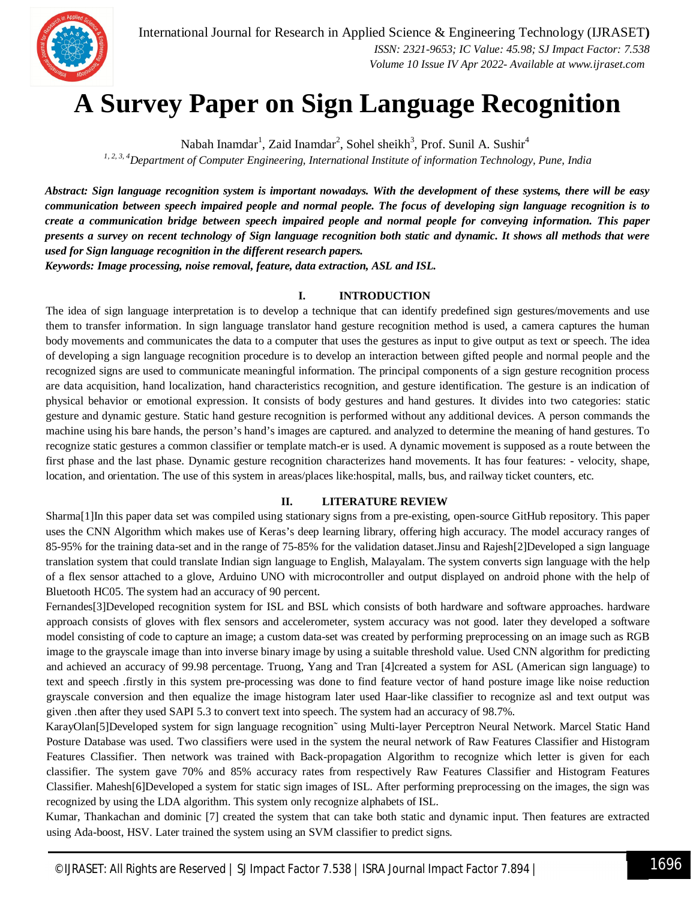# A Survey Paper on Sign Language Recognition

Nabah Inamdar[1], Zaid Inamdar[2], Sohel sheikh[3], Prof. Sunil A. Sushir[4]

[1, 2, 3, 4] *Department of Computer Engineering, International Institute of information Technology, Pune, India*

***Abstract: Sign language recognition system is important nowadays. With the development of these systems, there will be easy communication between speech impaired people and normal people. The focus of developing sign language recognition is to create a communication bridge between speech impaired people and normal people for conveying information. This paper presents a survey on recent technology of Sign language recognition both static and dynamic. It shows all methods that were used for Sign language recognition in the different research papers.***

***Keywords: Image processing, noise removal, feature, data extraction, ASL and ISL.***

## I. INTRODUCTION

The idea of sign language interpretation is to develop a technique that can identify predefined sign gestures/movements and use them to transfer information. In sign language translator hand gesture recognition method is used, a camera captures the human body movements and communicates the data to a computer that uses the gestures as input to give output as text or speech. The idea of developing a sign language recognition procedure is to develop an interaction between gifted people and normal people and the recognized signs are used to communicate meaningful information. The principal components of a sign gesture recognition process are data acquisition, hand localization, hand characteristics recognition, and gesture identification. The gesture is an indication of physical behavior or emotional expression. It consists of body gestures and hand gestures. It divides into two categories: static gesture and dynamic gesture. Static hand gesture recognition is performed without any additional devices. A person commands the machine using his bare hands, the person's hand's images are captured. and analyzed to determine the meaning of hand gestures. To recognize static gestures a common classifier or template match-er is used. A dynamic movement is supposed as a route between the first phase and the last phase. Dynamic gesture recognition characterizes hand movements. It has four features: - velocity, shape, location, and orientation. The use of this system in areas/places like:hospital, malls, bus, and railway ticket counters, etc.

## II. LITERATURE REVIEW

Sharma[1]In this paper data set was compiled using stationary signs from a pre-existing, open-source GitHub repository. This paper uses the CNN Algorithm which makes use of Keras's deep learning library, offering high accuracy. The model accuracy ranges of 85-95% for the training data-set and in the range of 75-85% for the validation dataset.Jinsu and Rajesh[2]Developed a sign language translation system that could translate Indian sign language to English, Malayalam. The system converts sign language with the help of a flex sensor attached to a glove, Arduino UNO with microcontroller and output displayed on android phone with the help of Bluetooth HC05. The system had an accuracy of 90 percent.

Fernandes[3]Developed recognition system for ISL and BSL which consists of both hardware and software approaches. hardware approach consists of gloves with flex sensors and accelerometer, system accuracy was not good. later they developed a software model consisting of code to capture an image; a custom data-set was created by performing preprocessing on an image such as RGB image to the grayscale image than into inverse binary image by using a suitable threshold value. Used CNN algorithm for predicting and achieved an accuracy of 99.98 percentage. Truong, Yang and Tran [4]created a system for ASL (American sign language) to text and speech .firstly in this system pre-processing was done to find feature vector of hand posture image like noise reduction grayscale conversion and then equalize the image histogram later used Haar-like classifier to recognize asl and text output was given .then after they used SAPI 5.3 to convert text into speech. The system had an accuracy of 98.7%.

KarayOlan[5]Developed system for sign language recognition˜ using Multi-layer Perceptron Neural Network. Marcel Static Hand Posture Database was used. Two classifiers were used in the system the neural network of Raw Features Classifier and Histogram Features Classifier. Then network was trained with Back-propagation Algorithm to recognize which letter is given for each classifier. The system gave 70% and 85% accuracy rates from respectively Raw Features Classifier and Histogram Features Classifier. Mahesh[6]Developed a system for static sign images of ISL. After performing preprocessing on the images, the sign was recognized by using the LDA algorithm. This system only recognize alphabets of ISL.

Kumar, Thankachan and dominic [7] created the system that can take both static and dynamic input. Then features are extracted using Ada-boost, HSV. Later trained the system using an SVM classifier to predict signs.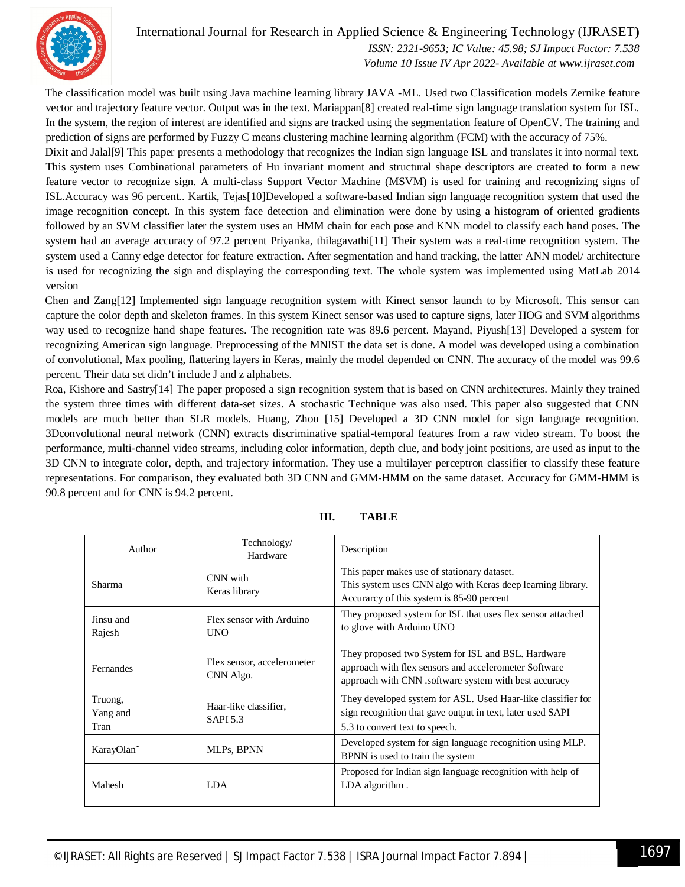The classification model was built using Java machine learning library JAVA -ML. Used two Classification models Zernike feature vector and trajectory feature vector. Output was in the text. Mariappan[8] created real-time sign language translation system for ISL. In the system, the region of interest are identified and signs are tracked using the segmentation feature of OpenCV. The training and prediction of signs are performed by Fuzzy C means clustering machine learning algorithm (FCM) with the accuracy of 75%.

Dixit and Jalal[9] This paper presents a methodology that recognizes the Indian sign language ISL and translates it into normal text. This system uses Combinational parameters of Hu invariant moment and structural shape descriptors are created to form a new feature vector to recognize sign. A multi-class Support Vector Machine (MSVM) is used for training and recognizing signs of ISL.Accuracy was 96 percent.. Kartik, Tejas[10]Developed a software-based Indian sign language recognition system that used the image recognition concept. In this system face detection and elimination were done by using a histogram of oriented gradients followed by an SVM classifier later the system uses an HMM chain for each pose and KNN model to classify each hand poses. The system had an average accuracy of 97.2 percent Priyanka, thilagavathi[11] Their system was a real-time recognition system. The system used a Canny edge detector for feature extraction. After segmentation and hand tracking, the latter ANN model/ architecture is used for recognizing the sign and displaying the corresponding text. The whole system was implemented using MatLab 2014 version

Chen and Zang[12] Implemented sign language recognition system with Kinect sensor launch to by Microsoft. This sensor can capture the color depth and skeleton frames. In this system Kinect sensor was used to capture signs, later HOG and SVM algorithms way used to recognize hand shape features. The recognition rate was 89.6 percent. Mayand, Piyush[13] Developed a system for recognizing American sign language. Preprocessing of the MNIST the data set is done. A model was developed using a combination of convolutional, Max pooling, flattering layers in Keras, mainly the model depended on CNN. The accuracy of the model was 99.6 percent. Their data set didn't include J and z alphabets.

Roa, Kishore and Sastry[14] The paper proposed a sign recognition system that is based on CNN architectures. Mainly they trained the system three times with different data-set sizes. A stochastic Technique was also used. This paper also suggested that CNN models are much better than SLR models. Huang, Zhou [15] Developed a 3D CNN model for sign language recognition. 3Dconvolutional neural network (CNN) extracts discriminative spatial-temporal features from a raw video stream. To boost the performance, multi-channel video streams, including color information, depth clue, and body joint positions, are used as input to the 3D CNN to integrate color, depth, and trajectory information. They use a multilayer perceptron classifier to classify these feature representations. For comparison, they evaluated both 3D CNN and GMM-HMM on the same dataset. Accuracy for GMM-HMM is 90.8 percent and for CNN is 94.2 percent.

## III. TABLE

| Author | Technology/ Hardware | Description |
|---|---|---|
| Sharma | CNN with Keras library | This paper makes use of stationary dataset. This system uses CNN algo with Keras deep learning library. Accuracy of this system is 85-90 percent |
| Jinsu and Rajesh | Flex sensor with Arduino UNO | They proposed system for ISL that uses flex sensor attached to glove with Arduino UNO |
| Fernandes | Flex sensor, accelerometer CNN Algo. | They proposed two System for ISL and BSL. Hardware approach with flex sensors and accelerometer Software approach with CNN .software system with best accuracy |
| Truong, Yang and Tran | Haar-like classifier, SAPI 5.3 | They developed system for ASL. Used Haar-like classifier for sign recognition that gave output in text, later used SAPI 5.3 to convert text to speech. |
| KarayOlan˜ | MLPs, BPNN | Developed system for sign language recognition using MLP. BPNN is used to train the system |
| Mahesh | LDA | Proposed for Indian sign language recognition with help of LDA algorithm . |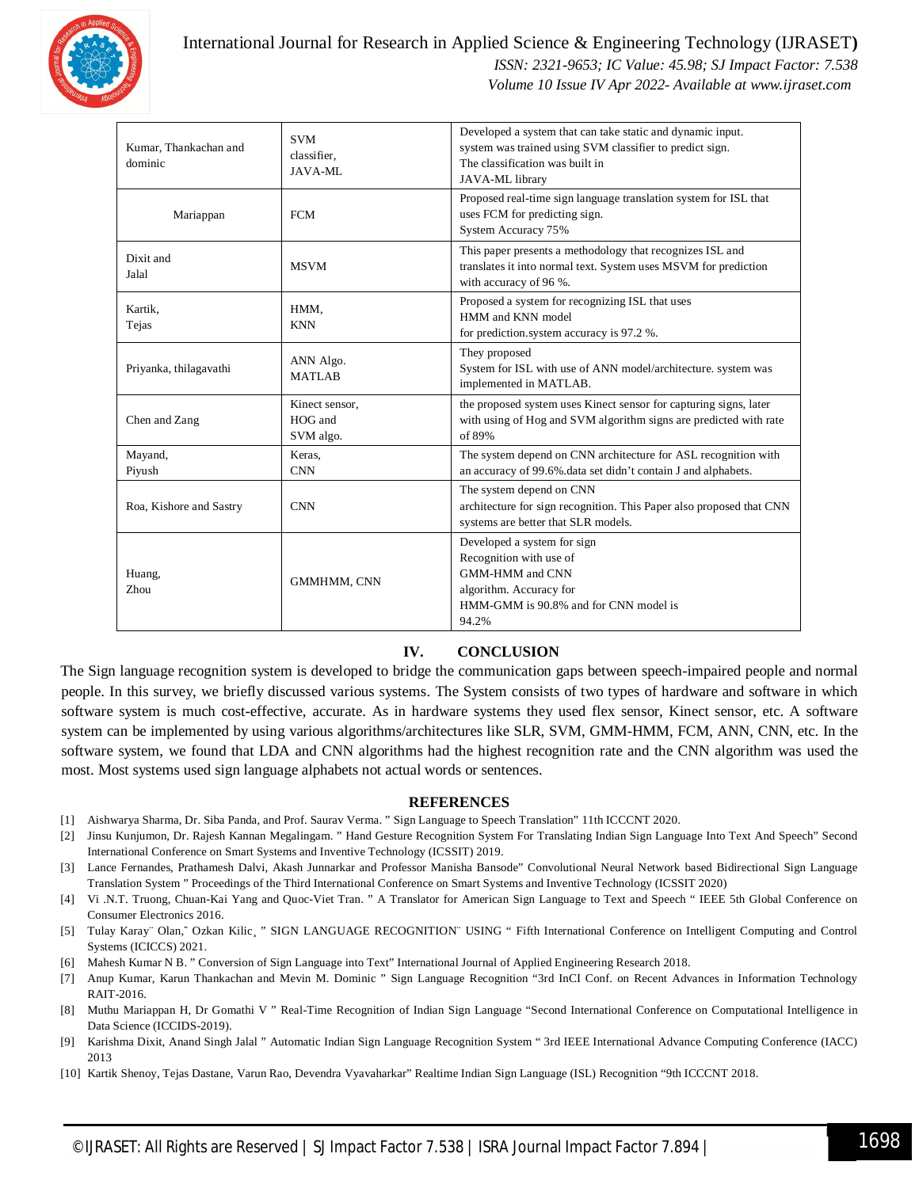| Kumar, Thankachan and dominic | SVM classifier, JAVA-ML | Developed a system that can take static and dynamic input. system was trained using SVM classifier to predict sign. The classification was built in JAVA-ML library |
|---|---|---|
| Mariappan | FCM | Proposed real-time sign language translation system for ISL that uses FCM for predicting sign. System Accuracy 75% |
| Dixit and Jalal | MSVM | This paper presents a methodology that recognizes ISL and translates it into normal text. System uses MSVM for prediction with accuracy of 96 %. |
| Kartik, Tejas | HMM, KNN | Proposed a system for recognizing ISL that uses HMM and KNN model for prediction.system accuracy is 97.2 %. |
| Priyanka, thilagavathi | ANN Algo. MATLAB | They proposed System for ISL with use of ANN model/architecture. system was implemented in MATLAB. |
| Chen and Zang | Kinect sensor, HOG and SVM algo. | the proposed system uses Kinect sensor for capturing signs, later with using of Hog and SVM algorithm signs are predicted with rate of 89% |
| Mayand, Piyush | Keras, CNN | The system depend on CNN architecture for ASL recognition with an accuracy of 99.6%.data set didn't contain J and alphabets. |
| Roa, Kishore and Sastry | CNN | The system depend on CNN architecture for sign recognition. This Paper also proposed that CNN systems are better that SLR models. |
| Huang, Zhou | GMMHMM, CNN | Developed a system for sign Recognition with use of GMM-HMM and CNN algorithm. Accuracy for HMM-GMM is 90.8% and for CNN model is 94.2% |

## IV. CONCLUSION

The Sign language recognition system is developed to bridge the communication gaps between speech-impaired people and normal people. In this survey, we briefly discussed various systems. The System consists of two types of hardware and software in which software system is much cost-effective, accurate. As in hardware systems they used flex sensor, Kinect sensor, etc. A software system can be implemented by using various algorithms/architectures like SLR, SVM, GMM-HMM, FCM, ANN, CNN, etc. In the software system, we found that LDA and CNN algorithms had the highest recognition rate and the CNN algorithm was used the most. Most systems used sign language alphabets not actual words or sentences.

## REFERENCES

[1] Aishwarya Sharma, Dr. Siba Panda, and Prof. Saurav Verma. " Sign Language to Speech Translation" 11th ICCCNT 2020.

[2] Jinsu Kunjumon, Dr. Rajesh Kannan Megalingam. " Hand Gesture Recognition System For Translating Indian Sign Language Into Text And Speech" Second International Conference on Smart Systems and Inventive Technology (ICSSIT) 2019.

[3] Lance Fernandes, Prathamesh Dalvi, Akash Junnarkar and Professor Manisha Bansode" Convolutional Neural Network based Bidirectional Sign Language Translation System " Proceedings of the Third International Conference on Smart Systems and Inventive Technology (ICSSIT 2020)

[4] Vi .N.T. Truong, Chuan-Kai Yang and Quoc-Viet Tran. " A Translator for American Sign Language to Text and Speech " IEEE 5th Global Conference on Consumer Electronics 2016.

[5] Tulay Karay¨ Olan,˜ Ozkan Kilic¸ " SIGN LANGUAGE RECOGNITION¨ USING " Fifth International Conference on Intelligent Computing and Control Systems (ICICCS) 2021.

[6] Mahesh Kumar N B. " Conversion of Sign Language into Text" International Journal of Applied Engineering Research 2018.

[7] Anup Kumar, Karun Thankachan and Mevin M. Dominic " Sign Language Recognition "3rd InCI Conf. on Recent Advances in Information Technology RAIT-2016.

[8] Muthu Mariappan H, Dr Gomathi V " Real-Time Recognition of Indian Sign Language "Second International Conference on Computational Intelligence in Data Science (ICCIDS-2019).

[9] Karishma Dixit, Anand Singh Jalal " Automatic Indian Sign Language Recognition System " 3rd IEEE International Advance Computing Conference (IACC) 2013

[10] Kartik Shenoy, Tejas Dastane, Varun Rao, Devendra Vyavaharkar" Realtime Indian Sign Language (ISL) Recognition "9th ICCCNT 2018.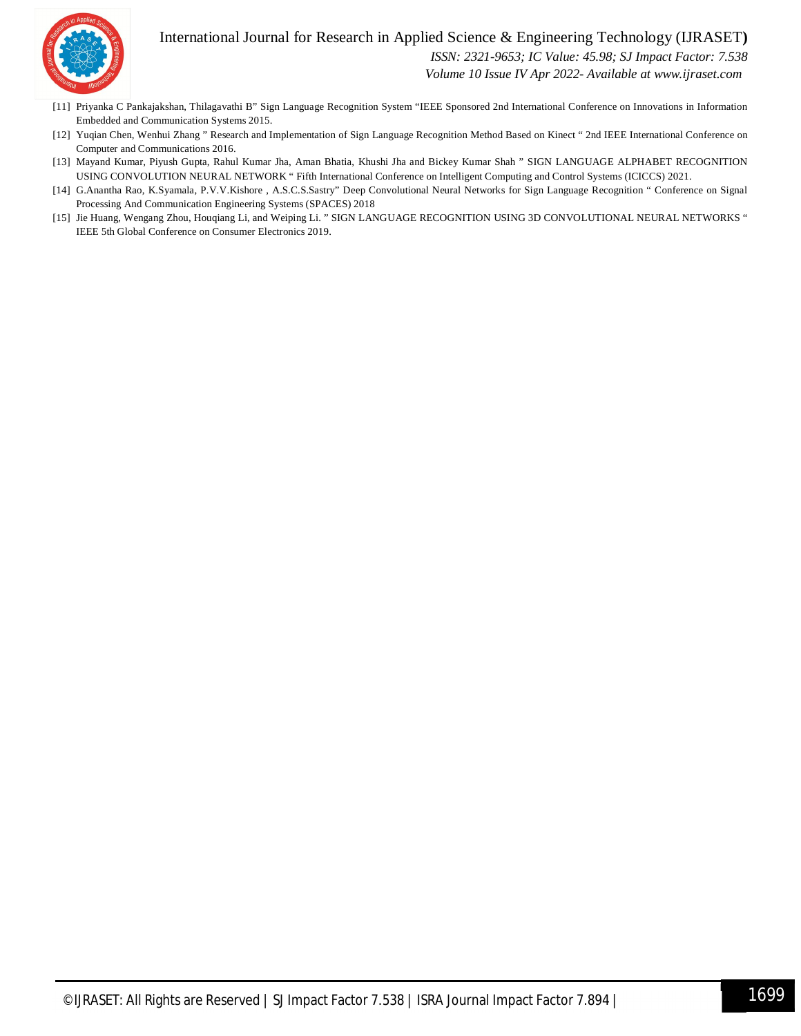[11] Priyanka C Pankajakshan, Thilagavathi B" Sign Language Recognition System "IEEE Sponsored 2nd International Conference on Innovations in Information Embedded and Communication Systems 2015.

[12] Yuqian Chen, Wenhui Zhang " Research and Implementation of Sign Language Recognition Method Based on Kinect " 2nd IEEE International Conference on Computer and Communications 2016.

[13] Mayand Kumar, Piyush Gupta, Rahul Kumar Jha, Aman Bhatia, Khushi Jha and Bickey Kumar Shah " SIGN LANGUAGE ALPHABET RECOGNITION USING CONVOLUTION NEURAL NETWORK " Fifth International Conference on Intelligent Computing and Control Systems (ICICCS) 2021.

[14] G.Anantha Rao, K.Syamala, P.V.V.Kishore , A.S.C.S.Sastry" Deep Convolutional Neural Networks for Sign Language Recognition " Conference on Signal Processing And Communication Engineering Systems (SPACES) 2018

[15] Jie Huang, Wengang Zhou, Houqiang Li, and Weiping Li. " SIGN LANGUAGE RECOGNITION USING 3D CONVOLUTIONAL NEURAL NETWORKS " IEEE 5th Global Conference on Consumer Electronics 2019.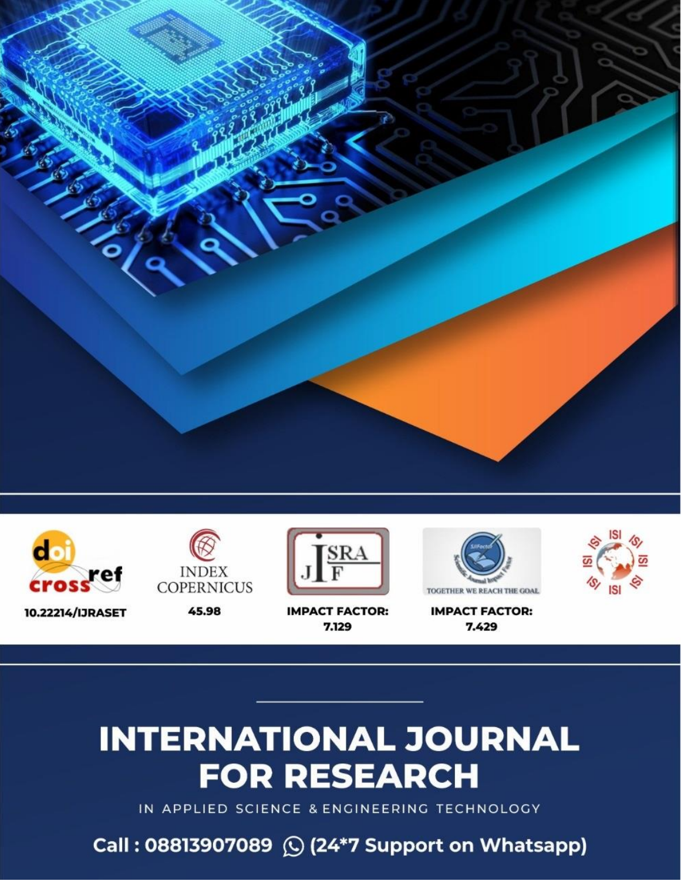10.22214/IJRASET

INDEX COPERNICUS

45.98

ISRA JIF

IMPACT FACTOR: 7.129

TOGETHER WE REACH THE GOAL

IMPACT FACTOR: 7.429

# INTERNATIONAL JOURNAL FOR RESEARCH

IN APPLIED SCIENCE & ENGINEERING TECHNOLOGY

**Call : 08813907089 (24*7 Support on Whatsapp)**